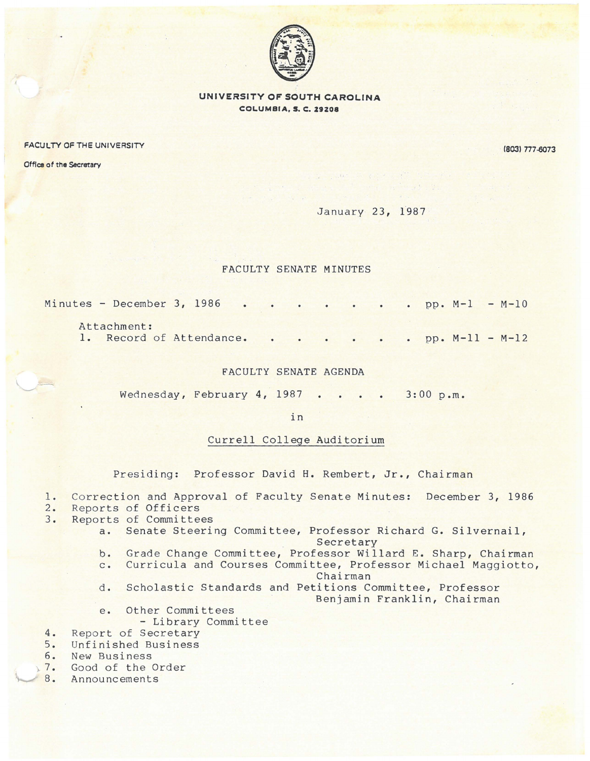**UNIVERSITY OF SOUTH CAROLINA**
**COLUMBIA, S. C. 29208**

FACULTY OF THE UNIVERSITY

Office of the Secretary

(803) 777-6073

January 23, 1987

## FACULTY SENATE MINUTES

Minutes - December 3, 1986 . . . . . . . . pp. M-1 - M-10

Attachment:
1. Record of Attendance. . . . . . . . pp. M-11 - M-12

## FACULTY SENATE AGENDA

Wednesday, February 4, 1987 . . . . 3:00 p.m.

in

Currell College Auditorium

Presiding: Professor David H. Rembert, Jr., Chairman

1. Correction and Approval of Faculty Senate Minutes: December 3, 1986
2. Reports of Officers
3. Reports of Committees
   a. Senate Steering Committee, Professor Richard G. Silvernail, Secretary
   b. Grade Change Committee, Professor Willard E. Sharp, Chairman
   c. Curricula and Courses Committee, Professor Michael Maggiotto, Chairman
   d. Scholastic Standards and Petitions Committee, Professor Benjamin Franklin, Chairman
   e. Other Committees
      - Library Committee
4. Report of Secretary
5. Unfinished Business
6. New Business
7. Good of the Order
8. Announcements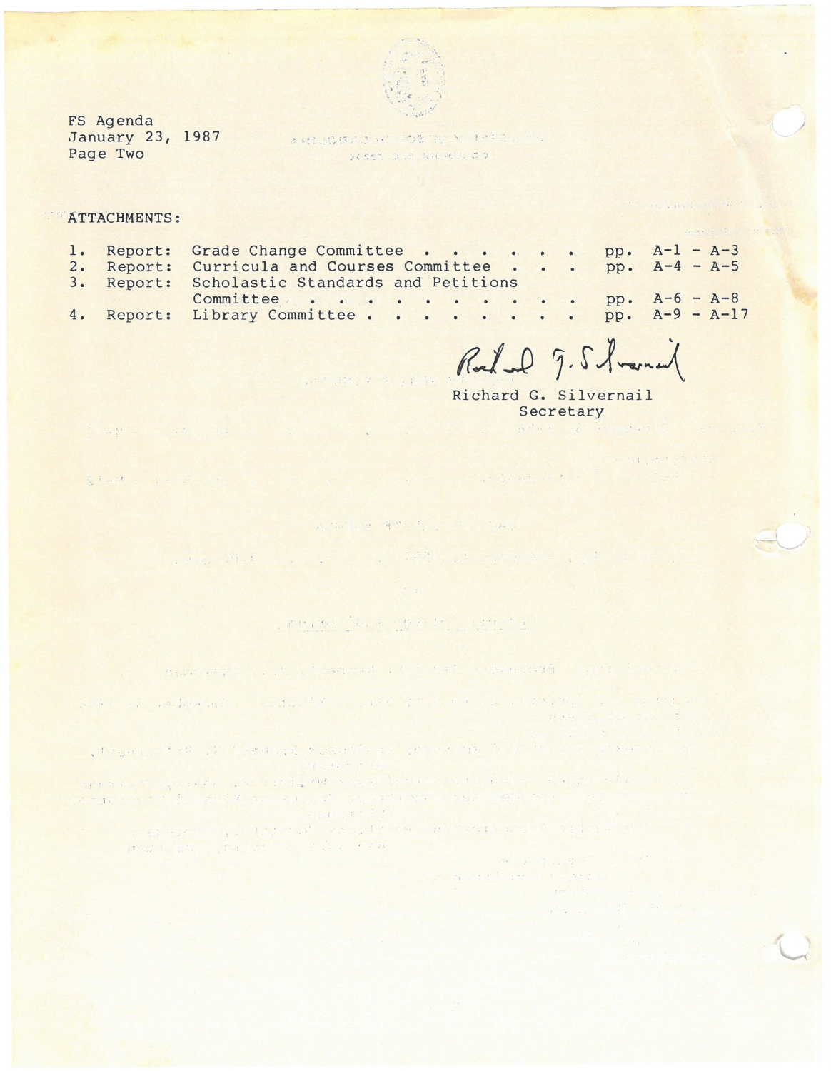FS Agenda
January 23, 1987
Page Two

ATTACHMENTS:

1. Report: Grade Change Committee . . . . . . . pp. A-1 - A-3
2. Report: Curricula and Courses Committee . . . pp. A-4 - A-5
3. Report: Scholastic Standards and Petitions Committee . . . . . . . . . . pp. A-6 - A-8
4. Report: Library Committee . . . . . . . . . pp. A-9 - A-17

Richard G. Silvernail
Secretary